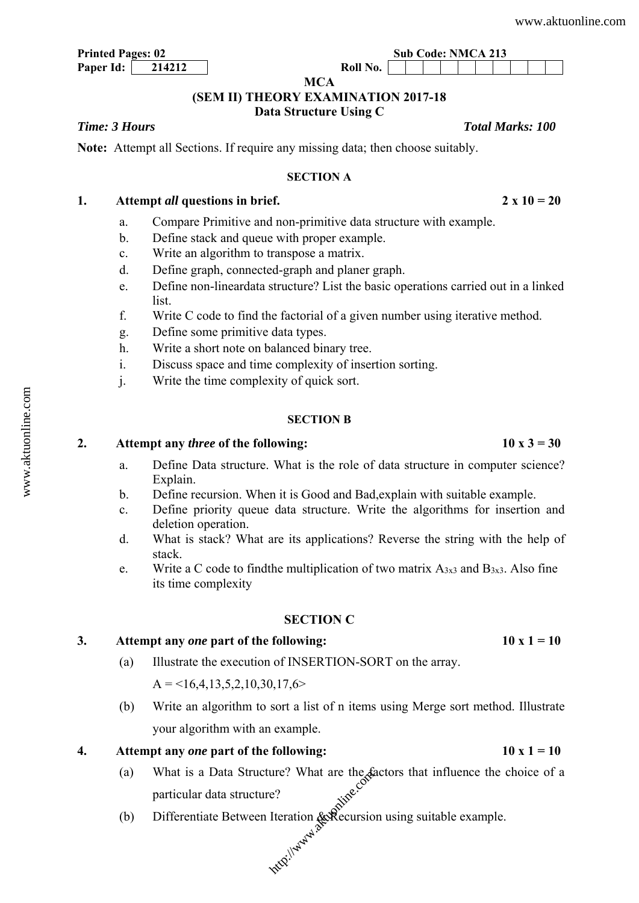**Printed Pages: 02** **Sub Code: NMCA 213**

**Paper Id:** 214212 **Roll No.**

# MCA

## (SEM II) THEORY EXAMINATION 2017-18

## Data Structure Using C

***Time: 3 Hours*** ***Total Marks: 100***

**Note:** Attempt all Sections. If require any missing data; then choose suitably.

### SECTION A

**1. Attempt *all* questions in brief. 2 x 10 = 20**

a. Compare Primitive and non-primitive data structure with example.

b. Define stack and queue with proper example.

c. Write an algorithm to transpose a matrix.

d. Define graph, connected-graph and planer graph.

e. Define non-lineardata structure? List the basic operations carried out in a linked list.

f. Write C code to find the factorial of a given number using iterative method.

g. Define some primitive data types.

h. Write a short note on balanced binary tree.

i. Discuss space and time complexity of insertion sorting.

j. Write the time complexity of quick sort.

### SECTION B

**2. Attempt any *three* of the following: 10 x 3 = 30**

a. Define Data structure. What is the role of data structure in computer science? Explain.

b. Define recursion. When it is Good and Bad,explain with suitable example.

c. Define priority queue data structure. Write the algorithms for insertion and deletion operation.

d. What is stack? What are its applications? Reverse the string with the help of stack.

e. Write a C code to findthe multiplication of two matrix $A_{3x3}$ and $B_{3x3}$. Also fine its time complexity

### SECTION C

**3. Attempt any *one* part of the following: 10 x 1 = 10**

(a) Illustrate the execution of INSERTION-SORT on the array.

A = <16,4,13,5,2,10,30,17,6>

(b) Write an algorithm to sort a list of n items using Merge sort method. Illustrate your algorithm with an example.

**4. Attempt any *one* part of the following: 10 x 1 = 10**

(a) What is a Data Structure? What are the factors that influence the choice of a particular data structure?

(b) Differentiate Between Iteration & Recursion using suitable example.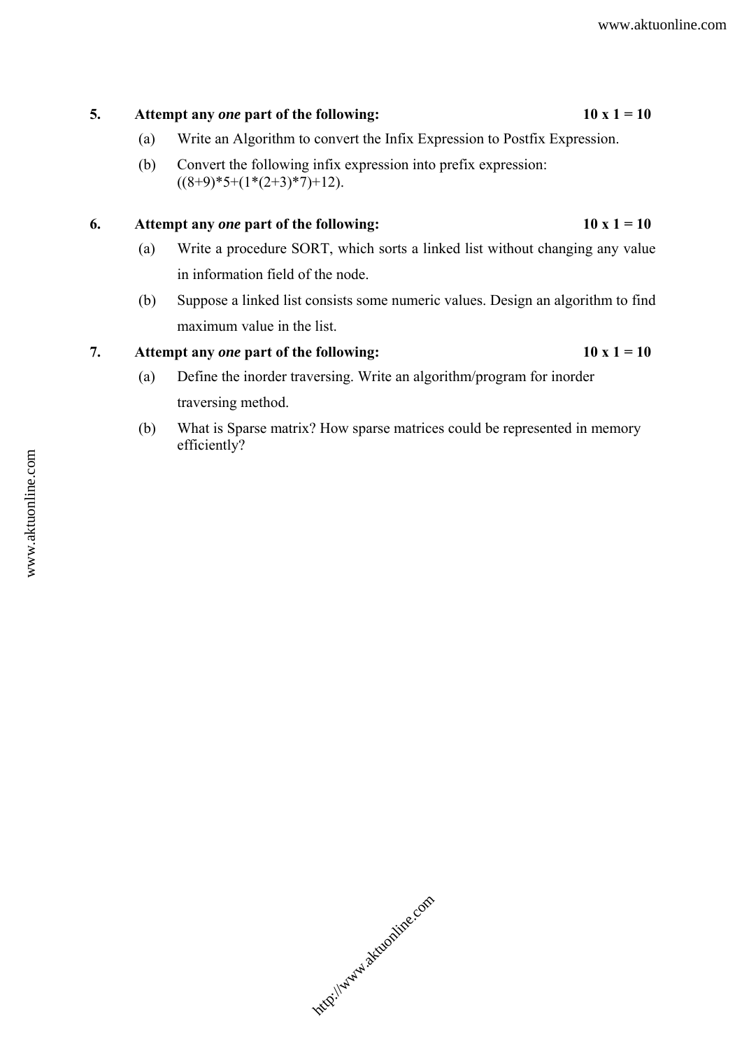**5. Attempt any *one* part of the following: 10 x 1 = 10**

(a) Write an Algorithm to convert the Infix Expression to Postfix Expression.

(b) Convert the following infix expression into prefix expression:
((8+9)*5+(1*(2+3)*7)+12).

**6. Attempt any *one* part of the following: 10 x 1 = 10**

(a) Write a procedure SORT, which sorts a linked list without changing any value in information field of the node.

(b) Suppose a linked list consists some numeric values. Design an algorithm to find maximum value in the list.

**7. Attempt any *one* part of the following: 10 x 1 = 10**

(a) Define the inorder traversing. Write an algorithm/program for inorder traversing method.

(b) What is Sparse matrix? How sparse matrices could be represented in memory efficiently?